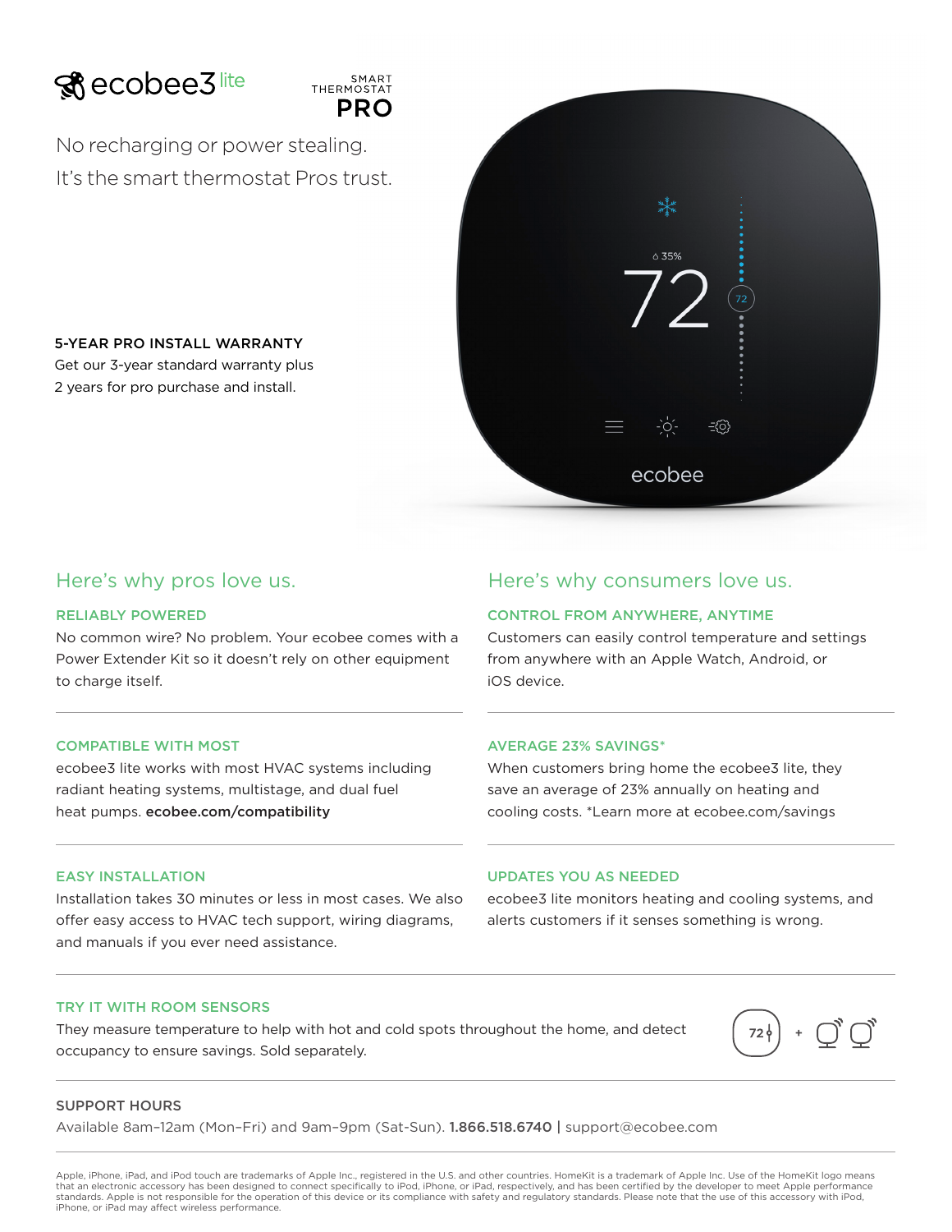# ecobee3 lite

SMART THERMOSTAT **PRO**

No recharging or power stealing.
It's the smart thermostat Pros trust.

**5-YEAR PRO INSTALL WARRANTY**
Get our 3-year standard warranty plus 2 years for pro purchase and install.

## Here's why pros love us.

### RELIABLY POWERED

No common wire? No problem. Your ecobee comes with a Power Extender Kit so it doesn't rely on other equipment to charge itself.

### COMPATIBLE WITH MOST

ecobee3 lite works with most HVAC systems including radiant heating systems, multistage, and dual fuel heat pumps. **ecobee.com/compatibility**

### EASY INSTALLATION

Installation takes 30 minutes or less in most cases. We also offer easy access to HVAC tech support, wiring diagrams, and manuals if you ever need assistance.

## Here's why consumers love us.

### CONTROL FROM ANYWHERE, ANYTIME

Customers can easily control temperature and settings from anywhere with an Apple Watch, Android, or iOS device.

### AVERAGE 23% SAVINGS*

When customers bring home the ecobee3 lite, they save an average of 23% annually on heating and cooling costs. *Learn more at ecobee.com/savings

### UPDATES YOU AS NEEDED

ecobee3 lite monitors heating and cooling systems, and alerts customers if it senses something is wrong.

### TRY IT WITH ROOM SENSORS

They measure temperature to help with hot and cold spots throughout the home, and detect occupancy to ensure savings. Sold separately.

### SUPPORT HOURS

Available 8am–12am (Mon–Fri) and 9am–9pm (Sat–Sun). **1.866.518.6740** | support@ecobee.com

Apple, iPhone, iPad, and iPod touch are trademarks of Apple Inc., registered in the U.S. and other countries. HomeKit is a trademark of Apple Inc. Use of the HomeKit logo means that an electronic accessory has been designed to connect specifically to iPod, iPhone, or iPad, respectively, and has been certified by the developer to meet Apple performance standards. Apple is not responsible for the operation of this device or its compliance with safety and regulatory standards. Please note that the use of this accessory with iPod, iPhone, or iPad may affect wireless performance.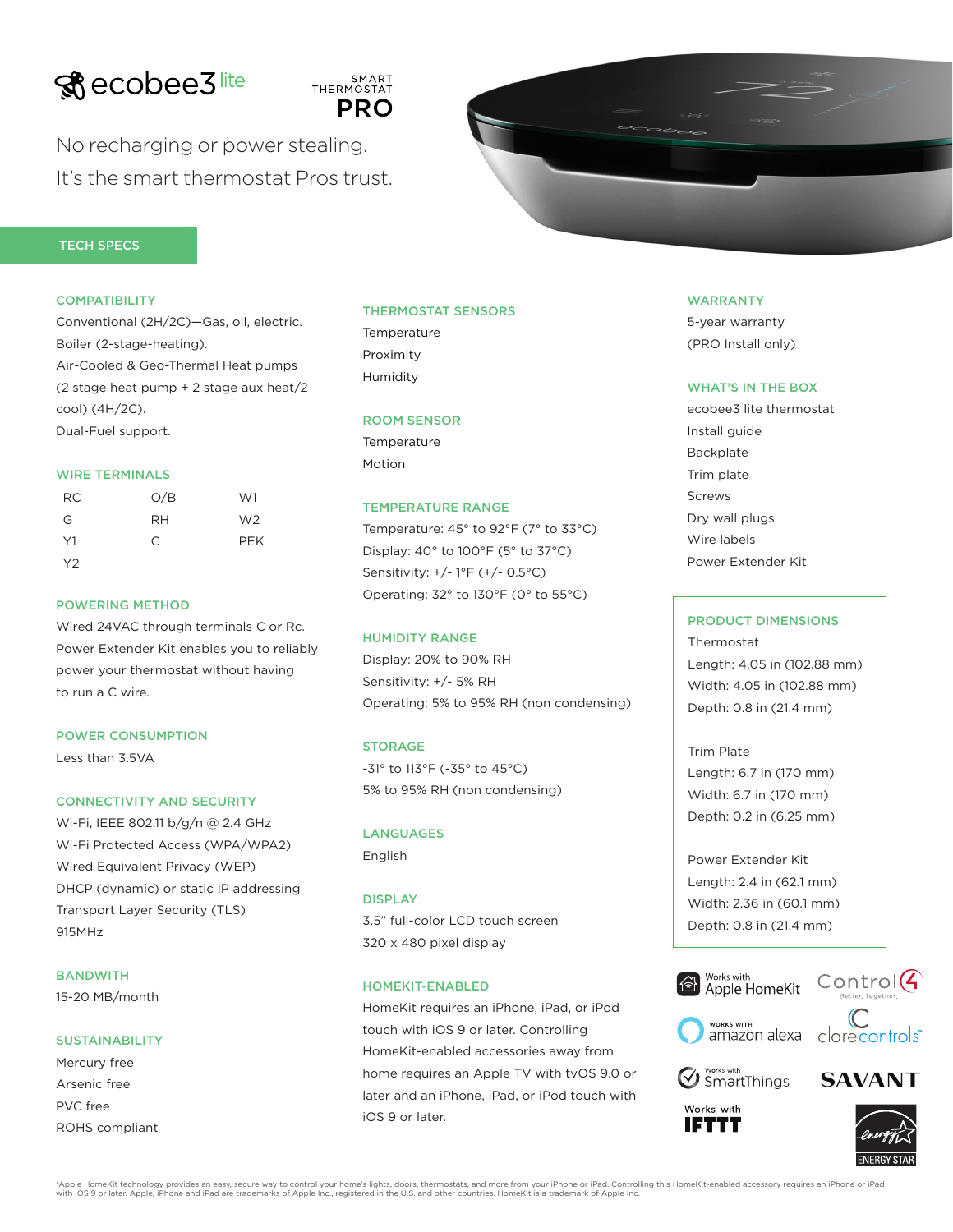# ecobee3 lite SMART THERMOSTAT PRO

No recharging or power stealing.
It's the smart thermostat Pros trust.

## TECH SPECS

### COMPATIBILITY

Conventional (2H/2C)—Gas, oil, electric.
Boiler (2-stage-heating).
Air-Cooled & Geo-Thermal Heat pumps (2 stage heat pump + 2 stage aux heat/2 cool) (4H/2C).
Dual-Fuel support.

### WIRE TERMINALS

| | | |
|---|---|---|
| RC | O/B | W1 |
| G | RH | W2 |
| Y1 | C | PEK |
| Y2 | | |

### POWERING METHOD

Wired 24VAC through terminals C or Rc.
Power Extender Kit enables you to reliably power your thermostat without having to run a C wire.

### POWER CONSUMPTION

Less than 3.5VA

### CONNECTIVITY AND SECURITY

Wi-Fi, IEEE 802.11 b/g/n @ 2.4 GHz
Wi-Fi Protected Access (WPA/WPA2)
Wired Equivalent Privacy (WEP)
DHCP (dynamic) or static IP addressing
Transport Layer Security (TLS)
915MHz

### BANDWITH

15-20 MB/month

### SUSTAINABILITY

Mercury free
Arsenic free
PVC free
ROHS compliant

### THERMOSTAT SENSORS

Temperature
Proximity
Humidity

### ROOM SENSOR

Temperature
Motion

### TEMPERATURE RANGE

Temperature: 45° to 92°F (7° to 33°C)
Display: 40° to 100°F (5° to 37°C)
Sensitivity: +/- 1°F (+/- 0.5°C)
Operating: 32° to 130°F (0° to 55°C)

### HUMIDITY RANGE

Display: 20% to 90% RH
Sensitivity: +/- 5% RH
Operating: 5% to 95% RH (non condensing)

### STORAGE

-31° to 113°F (-35° to 45°C)
5% to 95% RH (non condensing)

### LANGUAGES

English

### DISPLAY

3.5" full-color LCD touch screen
320 x 480 pixel display

### HOMEKIT-ENABLED

HomeKit requires an iPhone, iPad, or iPod touch with iOS 9 or later. Controlling HomeKit-enabled accessories away from home requires an Apple TV with tvOS 9.0 or later and an iPhone, iPad, or iPod touch with iOS 9 or later.

### WARRANTY

5-year warranty
(PRO Install only)

### WHAT'S IN THE BOX

ecobee3 lite thermostat
Install guide
Backplate
Trim plate
Screws
Dry wall plugs
Wire labels
Power Extender Kit

### PRODUCT DIMENSIONS

Thermostat
Length: 4.05 in (102.88 mm)
Width: 4.05 in (102.88 mm)
Depth: 0.8 in (21.4 mm)

Trim Plate
Length: 6.7 in (170 mm)
Width: 6.7 in (170 mm)
Depth: 0.2 in (6.25 mm)

Power Extender Kit
Length: 2.4 in (62.1 mm)
Width: 2.36 in (60.1 mm)
Depth: 0.8 in (21.4 mm)

Works with Apple HomeKit
Control4 Better, Together.
Works with amazon alexa
clare controls
Works with SmartThings
SAVANT
Works with IFTTT
ENERGY STAR

*Apple HomeKit technology provides an easy, secure way to control your home's lights, doors, thermostats, and more from your iPhone or iPad. Controlling this HomeKit-enabled accessory requires an iPhone or iPad with iOS 9 or later. Apple, iPhone and iPad are trademarks of Apple Inc., registered in the U.S. and other countries. HomeKit is a trademark of Apple Inc.